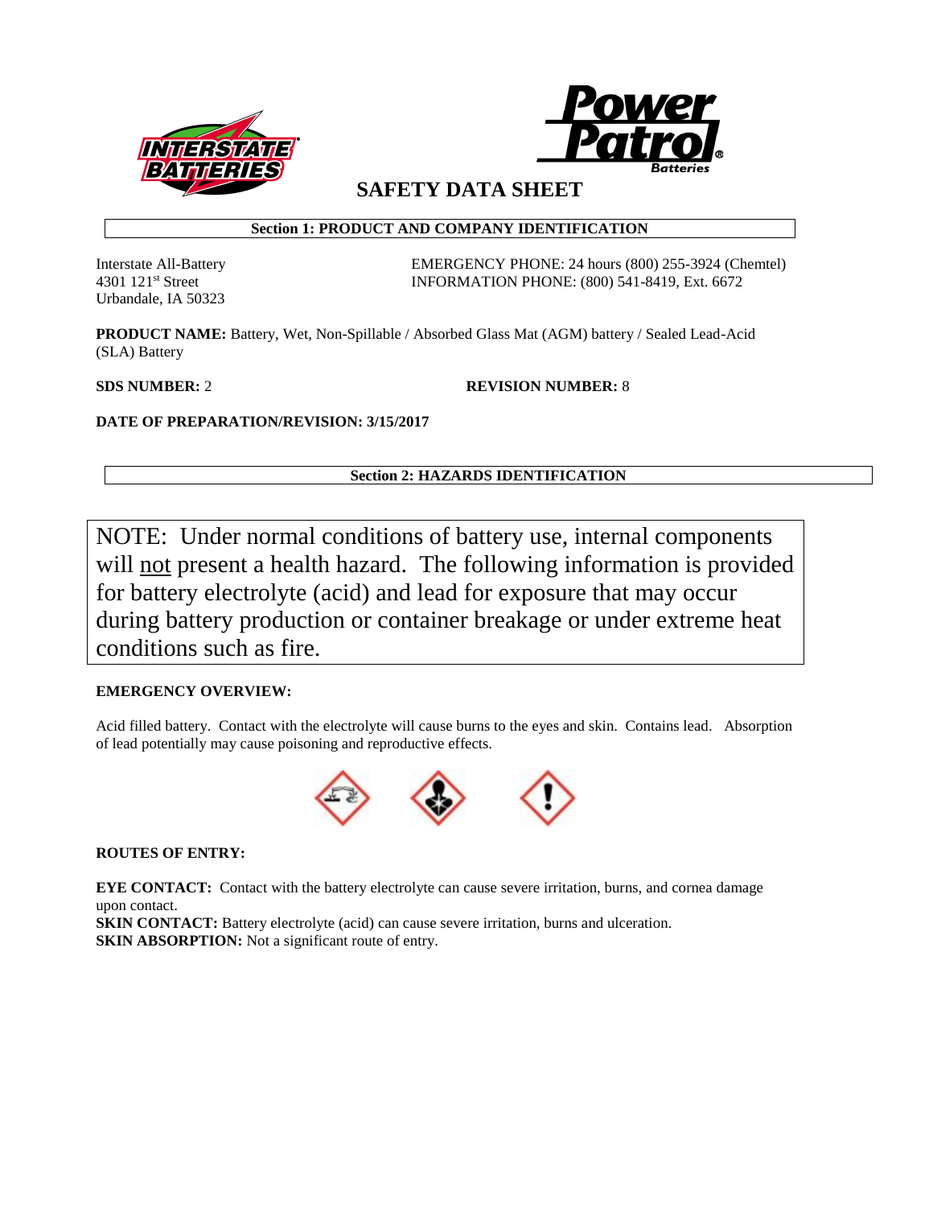# SAFETY DATA SHEET

## Section 1: PRODUCT AND COMPANY IDENTIFICATION

Interstate All-Battery
4301 121st Street
Urbandale, IA 50323

EMERGENCY PHONE: 24 hours (800) 255-3924 (Chemtel)
INFORMATION PHONE: (800) 541-8419, Ext. 6672

**PRODUCT NAME:** Battery, Wet, Non-Spillable / Absorbed Glass Mat (AGM) battery / Sealed Lead-Acid (SLA) Battery

**SDS NUMBER:** 2

**REVISION NUMBER:** 8

**DATE OF PREPARATION/REVISION: 3/15/2017**

## Section 2: HAZARDS IDENTIFICATION

NOTE: Under normal conditions of battery use, internal components will not present a health hazard. The following information is provided for battery electrolyte (acid) and lead for exposure that may occur during battery production or container breakage or under extreme heat conditions such as fire.

**EMERGENCY OVERVIEW:**

Acid filled battery. Contact with the electrolyte will cause burns to the eyes and skin. Contains lead. Absorption of lead potentially may cause poisoning and reproductive effects.

**ROUTES OF ENTRY:**

**EYE CONTACT:** Contact with the battery electrolyte can cause severe irritation, burns, and cornea damage upon contact.
**SKIN CONTACT:** Battery electrolyte (acid) can cause severe irritation, burns and ulceration.
**SKIN ABSORPTION:** Not a significant route of entry.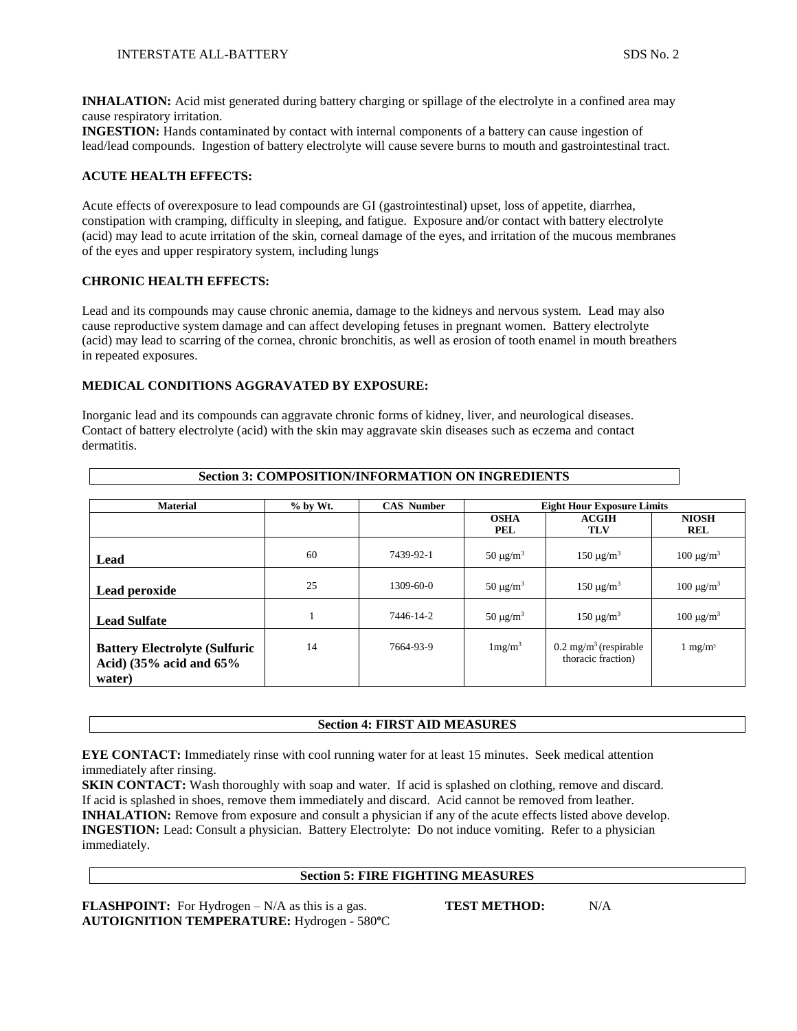**INHALATION:** Acid mist generated during battery charging or spillage of the electrolyte in a confined area may cause respiratory irritation.
**INGESTION:** Hands contaminated by contact with internal components of a battery can cause ingestion of lead/lead compounds. Ingestion of battery electrolyte will cause severe burns to mouth and gastrointestinal tract.

### ACUTE HEALTH EFFECTS:

Acute effects of overexposure to lead compounds are GI (gastrointestinal) upset, loss of appetite, diarrhea, constipation with cramping, difficulty in sleeping, and fatigue. Exposure and/or contact with battery electrolyte (acid) may lead to acute irritation of the skin, corneal damage of the eyes, and irritation of the mucous membranes of the eyes and upper respiratory system, including lungs

### CHRONIC HEALTH EFFECTS:

Lead and its compounds may cause chronic anemia, damage to the kidneys and nervous system. Lead may also cause reproductive system damage and can affect developing fetuses in pregnant women. Battery electrolyte (acid) may lead to scarring of the cornea, chronic bronchitis, as well as erosion of tooth enamel in mouth breathers in repeated exposures.

### MEDICAL CONDITIONS AGGRAVATED BY EXPOSURE:

Inorganic lead and its compounds can aggravate chronic forms of kidney, liver, and neurological diseases. Contact of battery electrolyte (acid) with the skin may aggravate skin diseases such as eczema and contact dermatitis.

## Section 3: COMPOSITION/INFORMATION ON INGREDIENTS

| Material | % by Wt. | CAS Number | Eight Hour Exposure Limits | | |
|---|---|---|---|---|---|
| | | | OSHA PEL | ACGIH TLV | NIOSH REL |
| **Lead** | 60 | 7439-92-1 | 50 μg/m$^3$ | 150 μg/m$^3$ | 100 μg/m$^3$ |
| **Lead peroxide** | 25 | 1309-60-0 | 50 μg/m$^3$ | 150 μg/m$^3$ | 100 μg/m$^3$ |
| **Lead Sulfate** | 1 | 7446-14-2 | 50 μg/m$^3$ | 150 μg/m$^3$ | 100 μg/m$^3$ |
| **Battery Electrolyte (Sulfuric Acid) (35% acid and 65% water)** | 14 | 7664-93-9 | 1mg/m$^3$ | 0.2 mg/m$^3$ (respirable thoracic fraction) | 1 mg/m$^3$ |

## Section 4: FIRST AID MEASURES

**EYE CONTACT:** Immediately rinse with cool running water for at least 15 minutes. Seek medical attention immediately after rinsing.
**SKIN CONTACT:** Wash thoroughly with soap and water. If acid is splashed on clothing, remove and discard. If acid is splashed in shoes, remove them immediately and discard. Acid cannot be removed from leather.
**INHALATION:** Remove from exposure and consult a physician if any of the acute effects listed above develop.
**INGESTION:** Lead: Consult a physician. Battery Electrolyte: Do not induce vomiting. Refer to a physician immediately.

## Section 5: FIRE FIGHTING MEASURES

**FLASHPOINT:** For Hydrogen – N/A as this is a gas. **TEST METHOD:** N/A
**AUTOIGNITION TEMPERATURE:** Hydrogen - 580ºC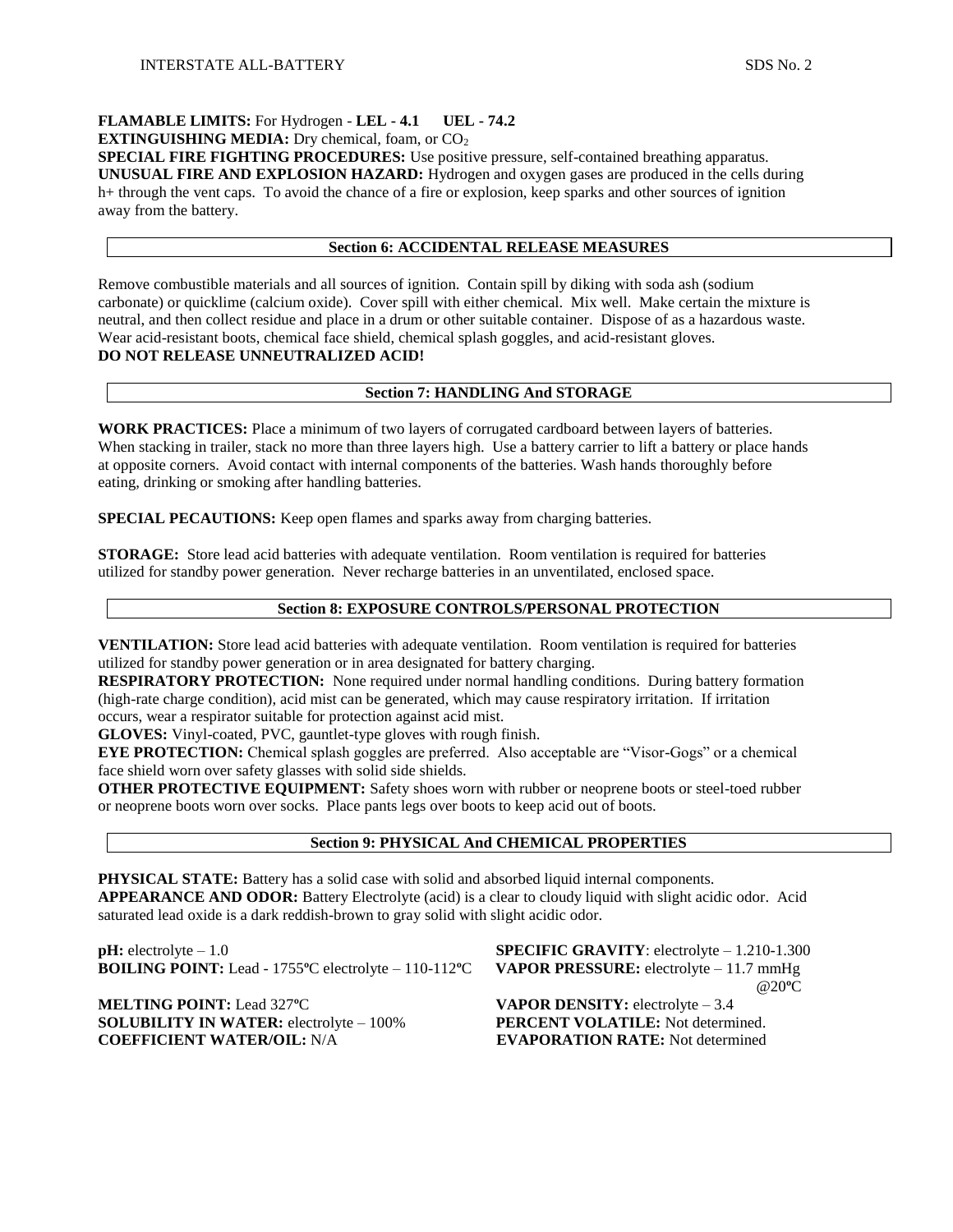**FLAMABLE LIMITS:** For Hydrogen - **LEL - 4.1 UEL - 74.2**
**EXTINGUISHING MEDIA:** Dry chemical, foam, or $CO_2$
**SPECIAL FIRE FIGHTING PROCEDURES:** Use positive pressure, self-contained breathing apparatus.
**UNUSUAL FIRE AND EXPLOSION HAZARD:** Hydrogen and oxygen gases are produced in the cells during h+ through the vent caps. To avoid the chance of a fire or explosion, keep sparks and other sources of ignition away from the battery.

## Section 6: ACCIDENTAL RELEASE MEASURES

Remove combustible materials and all sources of ignition. Contain spill by diking with soda ash (sodium carbonate) or quicklime (calcium oxide). Cover spill with either chemical. Mix well. Make certain the mixture is neutral, and then collect residue and place in a drum or other suitable container. Dispose of as a hazardous waste. Wear acid-resistant boots, chemical face shield, chemical splash goggles, and acid-resistant gloves.
**DO NOT RELEASE UNNEUTRALIZED ACID!**

## Section 7: HANDLING And STORAGE

**WORK PRACTICES:** Place a minimum of two layers of corrugated cardboard between layers of batteries. When stacking in trailer, stack no more than three layers high. Use a battery carrier to lift a battery or place hands at opposite corners. Avoid contact with internal components of the batteries. Wash hands thoroughly before eating, drinking or smoking after handling batteries.

**SPECIAL PECAUTIONS:** Keep open flames and sparks away from charging batteries.

**STORAGE:** Store lead acid batteries with adequate ventilation. Room ventilation is required for batteries utilized for standby power generation. Never recharge batteries in an unventilated, enclosed space.

## Section 8: EXPOSURE CONTROLS/PERSONAL PROTECTION

**VENTILATION:** Store lead acid batteries with adequate ventilation. Room ventilation is required for batteries utilized for standby power generation or in area designated for battery charging.
**RESPIRATORY PROTECTION:** None required under normal handling conditions. During battery formation (high-rate charge condition), acid mist can be generated, which may cause respiratory irritation. If irritation occurs, wear a respirator suitable for protection against acid mist.
**GLOVES:** Vinyl-coated, PVC, gauntlet-type gloves with rough finish.
**EYE PROTECTION:** Chemical splash goggles are preferred. Also acceptable are "Visor-Gogs" or a chemical face shield worn over safety glasses with solid side shields.
**OTHER PROTECTIVE EQUIPMENT:** Safety shoes worn with rubber or neoprene boots or steel-toed rubber or neoprene boots worn over socks. Place pants legs over boots to keep acid out of boots.

## Section 9: PHYSICAL And CHEMICAL PROPERTIES

**PHYSICAL STATE:** Battery has a solid case with solid and absorbed liquid internal components.
**APPEARANCE AND ODOR:** Battery Electrolyte (acid) is a clear to cloudy liquid with slight acidic odor. Acid saturated lead oxide is a dark reddish-brown to gray solid with slight acidic odor.

**pH:** electrolyte – 1.0
**BOILING POINT:** Lead - 1755ºC electrolyte – 110-112ºC
**MELTING POINT:** Lead 327ºC
**SOLUBILITY IN WATER:** electrolyte – 100%
**COEFFICIENT WATER/OIL:** N/A

**SPECIFIC GRAVITY**: electrolyte – 1.210-1.300
**VAPOR PRESSURE:** electrolyte – 11.7 mmHg @20ºC
**VAPOR DENSITY:** electrolyte – 3.4
**PERCENT VOLATILE:** Not determined.
**EVAPORATION RATE:** Not determined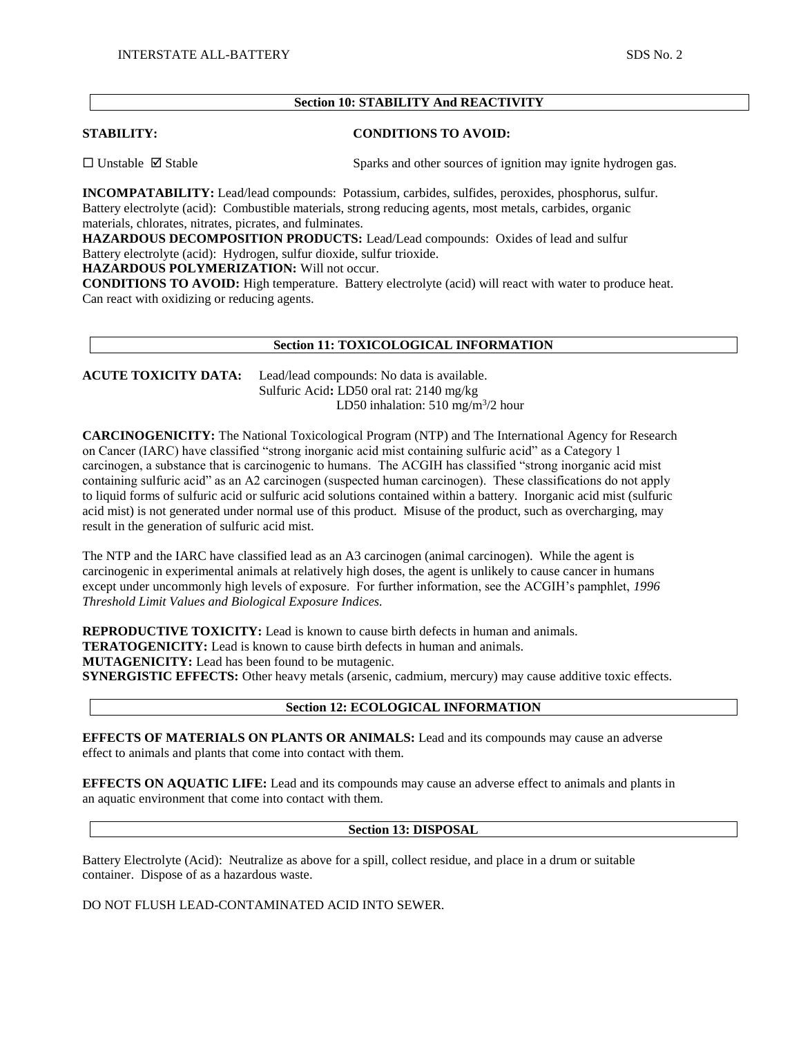## Section 10: STABILITY And REACTIVITY

**STABILITY:** ☐ Unstable ☑ Stable

**CONDITIONS TO AVOID:** Sparks and other sources of ignition may ignite hydrogen gas.

**INCOMPATABILITY:** Lead/lead compounds: Potassium, carbides, sulfides, peroxides, phosphorus, sulfur. Battery electrolyte (acid): Combustible materials, strong reducing agents, most metals, carbides, organic materials, chlorates, nitrates, picrates, and fulminates.

**HAZARDOUS DECOMPOSITION PRODUCTS:** Lead/Lead compounds: Oxides of lead and sulfur
Battery electrolyte (acid): Hydrogen, sulfur dioxide, sulfur trioxide.

**HAZARDOUS POLYMERIZATION:** Will not occur.

**CONDITIONS TO AVOID:** High temperature. Battery electrolyte (acid) will react with water to produce heat. Can react with oxidizing or reducing agents.

## Section 11: TOXICOLOGICAL INFORMATION

**ACUTE TOXICITY DATA:** Lead/lead compounds: No data is available.
Sulfuric Acid**:** LD50 oral rat: 2140 mg/kg
LD50 inhalation: 510 $mg/m^3$/2 hour

**CARCINOGENICITY:** The National Toxicological Program (NTP) and The International Agency for Research on Cancer (IARC) have classified "strong inorganic acid mist containing sulfuric acid" as a Category 1 carcinogen, a substance that is carcinogenic to humans. The ACGIH has classified "strong inorganic acid mist containing sulfuric acid" as an A2 carcinogen (suspected human carcinogen). These classifications do not apply to liquid forms of sulfuric acid or sulfuric acid solutions contained within a battery. Inorganic acid mist (sulfuric acid mist) is not generated under normal use of this product. Misuse of the product, such as overcharging, may result in the generation of sulfuric acid mist.

The NTP and the IARC have classified lead as an A3 carcinogen (animal carcinogen). While the agent is carcinogenic in experimental animals at relatively high doses, the agent is unlikely to cause cancer in humans except under uncommonly high levels of exposure. For further information, see the ACGIH's pamphlet, *1996 Threshold Limit Values and Biological Exposure Indices.*

**REPRODUCTIVE TOXICITY:** Lead is known to cause birth defects in human and animals.
**TERATOGENICITY:** Lead is known to cause birth defects in human and animals.
**MUTAGENICITY:** Lead has been found to be mutagenic.
**SYNERGISTIC EFFECTS:** Other heavy metals (arsenic, cadmium, mercury) may cause additive toxic effects.

## Section 12: ECOLOGICAL INFORMATION

**EFFECTS OF MATERIALS ON PLANTS OR ANIMALS:** Lead and its compounds may cause an adverse effect to animals and plants that come into contact with them.

**EFFECTS ON AQUATIC LIFE:** Lead and its compounds may cause an adverse effect to animals and plants in an aquatic environment that come into contact with them.

## Section 13: DISPOSAL

Battery Electrolyte (Acid): Neutralize as above for a spill, collect residue, and place in a drum or suitable container. Dispose of as a hazardous waste.

DO NOT FLUSH LEAD-CONTAMINATED ACID INTO SEWER.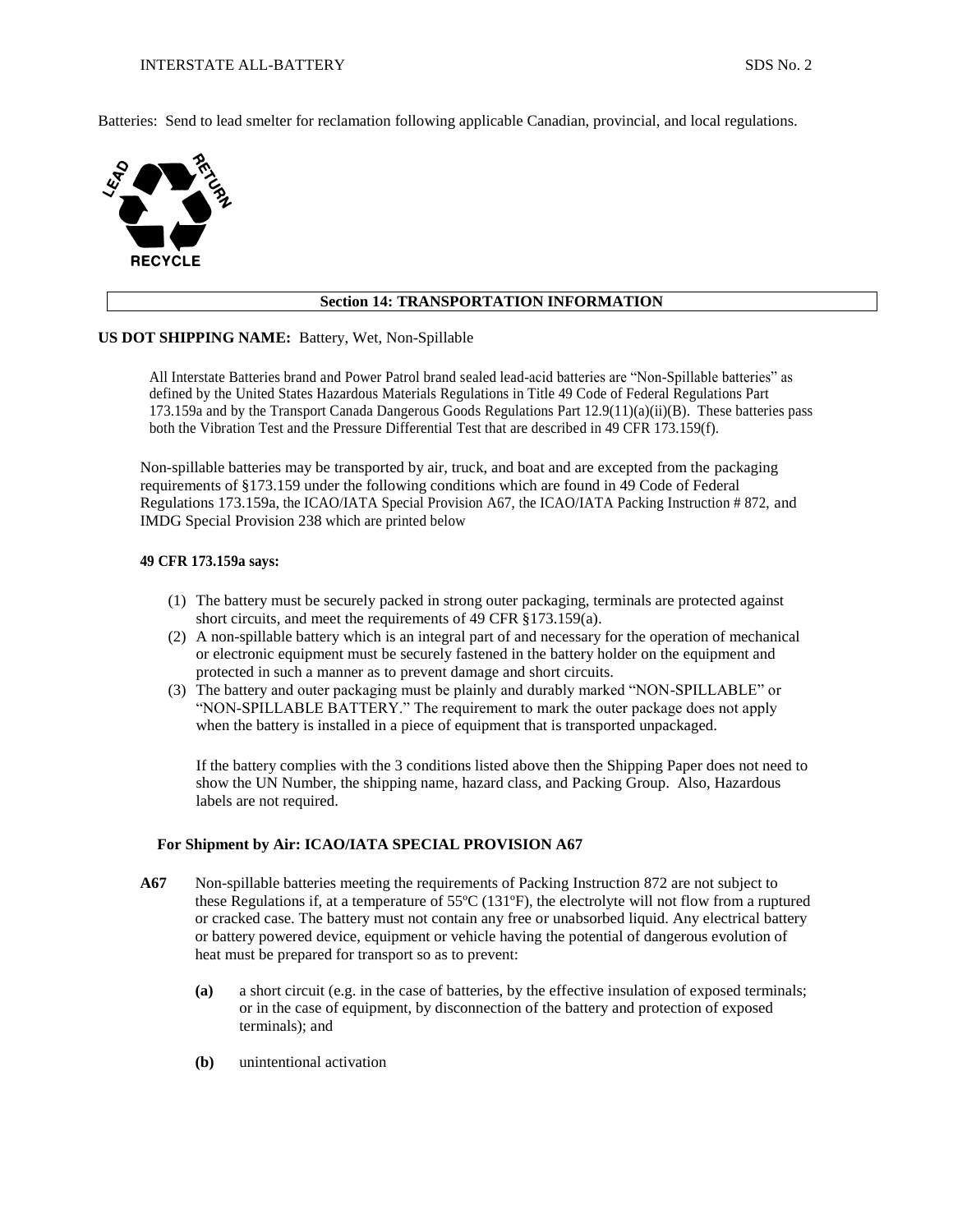Batteries: Send to lead smelter for reclamation following applicable Canadian, provincial, and local regulations.

## Section 14: TRANSPORTATION INFORMATION

**US DOT SHIPPING NAME:** Battery, Wet, Non-Spillable

All Interstate Batteries brand and Power Patrol brand sealed lead-acid batteries are "Non-Spillable batteries" as defined by the United States Hazardous Materials Regulations in Title 49 Code of Federal Regulations Part 173.159a and by the Transport Canada Dangerous Goods Regulations Part 12.9(11)(a)(ii)(B). These batteries pass both the Vibration Test and the Pressure Differential Test that are described in 49 CFR 173.159(f).

Non-spillable batteries may be transported by air, truck, and boat and are excepted from the packaging requirements of §173.159 under the following conditions which are found in 49 Code of Federal Regulations 173.159a, the ICAO/IATA Special Provision A67, the ICAO/IATA Packing Instruction # 872, and IMDG Special Provision 238 which are printed below

**49 CFR 173.159a says:**

(1) The battery must be securely packed in strong outer packaging, terminals are protected against short circuits, and meet the requirements of 49 CFR §173.159(a).
(2) A non-spillable battery which is an integral part of and necessary for the operation of mechanical or electronic equipment must be securely fastened in the battery holder on the equipment and protected in such a manner as to prevent damage and short circuits.
(3) The battery and outer packaging must be plainly and durably marked "NON-SPILLABLE" or "NON-SPILLABLE BATTERY." The requirement to mark the outer package does not apply when the battery is installed in a piece of equipment that is transported unpackaged.

If the battery complies with the 3 conditions listed above then the Shipping Paper does not need to show the UN Number, the shipping name, hazard class, and Packing Group. Also, Hazardous labels are not required.

**For Shipment by Air: ICAO/IATA SPECIAL PROVISION A67**

**A67** Non-spillable batteries meeting the requirements of Packing Instruction 872 are not subject to these Regulations if, at a temperature of 55ºC (131ºF), the electrolyte will not flow from a ruptured or cracked case. The battery must not contain any free or unabsorbed liquid. Any electrical battery or battery powered device, equipment or vehicle having the potential of dangerous evolution of heat must be prepared for transport so as to prevent:

**(a)** a short circuit (e.g. in the case of batteries, by the effective insulation of exposed terminals; or in the case of equipment, by disconnection of the battery and protection of exposed terminals); and

**(b)** unintentional activation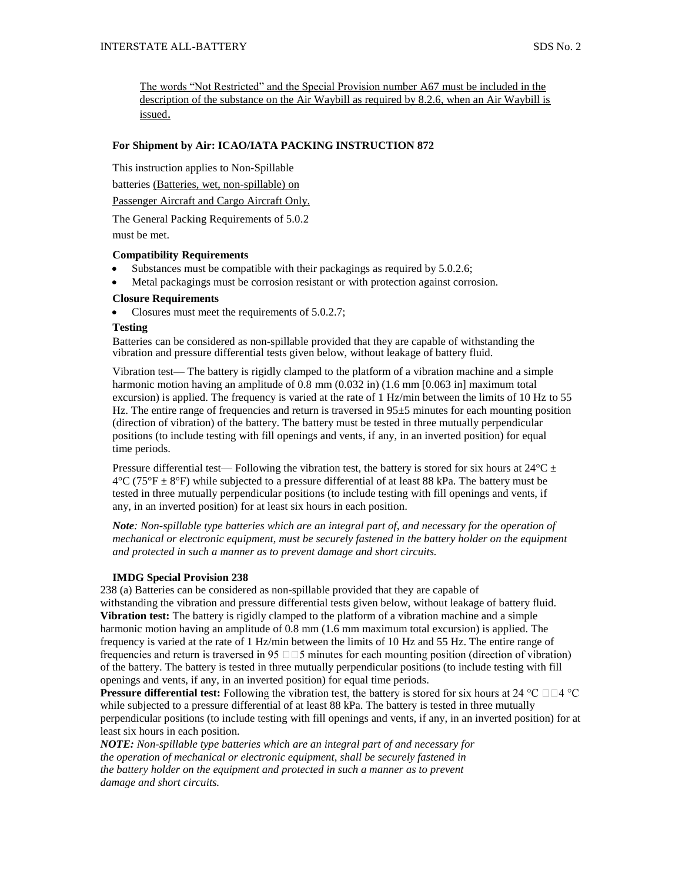The words "Not Restricted" and the Special Provision number A67 must be included in the description of the substance on the Air Waybill as required by 8.2.6, when an Air Waybill is issued.

**For Shipment by Air: ICAO/IATA PACKING INSTRUCTION 872**

This instruction applies to Non-Spillable batteries (Batteries, wet, non-spillable) on Passenger Aircraft and Cargo Aircraft Only.

The General Packing Requirements of 5.0.2 must be met.

**Compatibility Requirements**

- Substances must be compatible with their packagings as required by 5.0.2.6;
- Metal packagings must be corrosion resistant or with protection against corrosion.

**Closure Requirements**

- Closures must meet the requirements of 5.0.2.7;

**Testing**

Batteries can be considered as non-spillable provided that they are capable of withstanding the vibration and pressure differential tests given below, without leakage of battery fluid.

Vibration test— The battery is rigidly clamped to the platform of a vibration machine and a simple harmonic motion having an amplitude of 0.8 mm (0.032 in) (1.6 mm [0.063 in] maximum total excursion) is applied. The frequency is varied at the rate of 1 Hz/min between the limits of 10 Hz to 55 Hz. The entire range of frequencies and return is traversed in 95±5 minutes for each mounting position (direction of vibration) of the battery. The battery must be tested in three mutually perpendicular positions (to include testing with fill openings and vents, if any, in an inverted position) for equal time periods.

Pressure differential test— Following the vibration test, the battery is stored for six hours at 24°C ± 4°C (75°F ± 8°F) while subjected to a pressure differential of at least 88 kPa. The battery must be tested in three mutually perpendicular positions (to include testing with fill openings and vents, if any, in an inverted position) for at least six hours in each position.

***Note**: Non-spillable type batteries which are an integral part of, and necessary for the operation of mechanical or electronic equipment, must be securely fastened in the battery holder on the equipment and protected in such a manner as to prevent damage and short circuits.*

**IMDG Special Provision 238**

238 (a) Batteries can be considered as non-spillable provided that they are capable of withstanding the vibration and pressure differential tests given below, without leakage of battery fluid.
**Vibration test:** The battery is rigidly clamped to the platform of a vibration machine and a simple harmonic motion having an amplitude of 0.8 mm (1.6 mm maximum total excursion) is applied. The frequency is varied at the rate of 1 Hz/min between the limits of 10 Hz and 55 Hz. The entire range of frequencies and return is traversed in 95 ±5 minutes for each mounting position (direction of vibration) of the battery. The battery is tested in three mutually perpendicular positions (to include testing with fill openings and vents, if any, in an inverted position) for equal time periods.
**Pressure differential test:** Following the vibration test, the battery is stored for six hours at 24 °C ±4 °C while subjected to a pressure differential of at least 88 kPa. The battery is tested in three mutually perpendicular positions (to include testing with fill openings and vents, if any, in an inverted position) for at least six hours in each position.
***NOTE:** Non-spillable type batteries which are an integral part of and necessary for the operation of mechanical or electronic equipment, shall be securely fastened in the battery holder on the equipment and protected in such a manner as to prevent damage and short circuits.*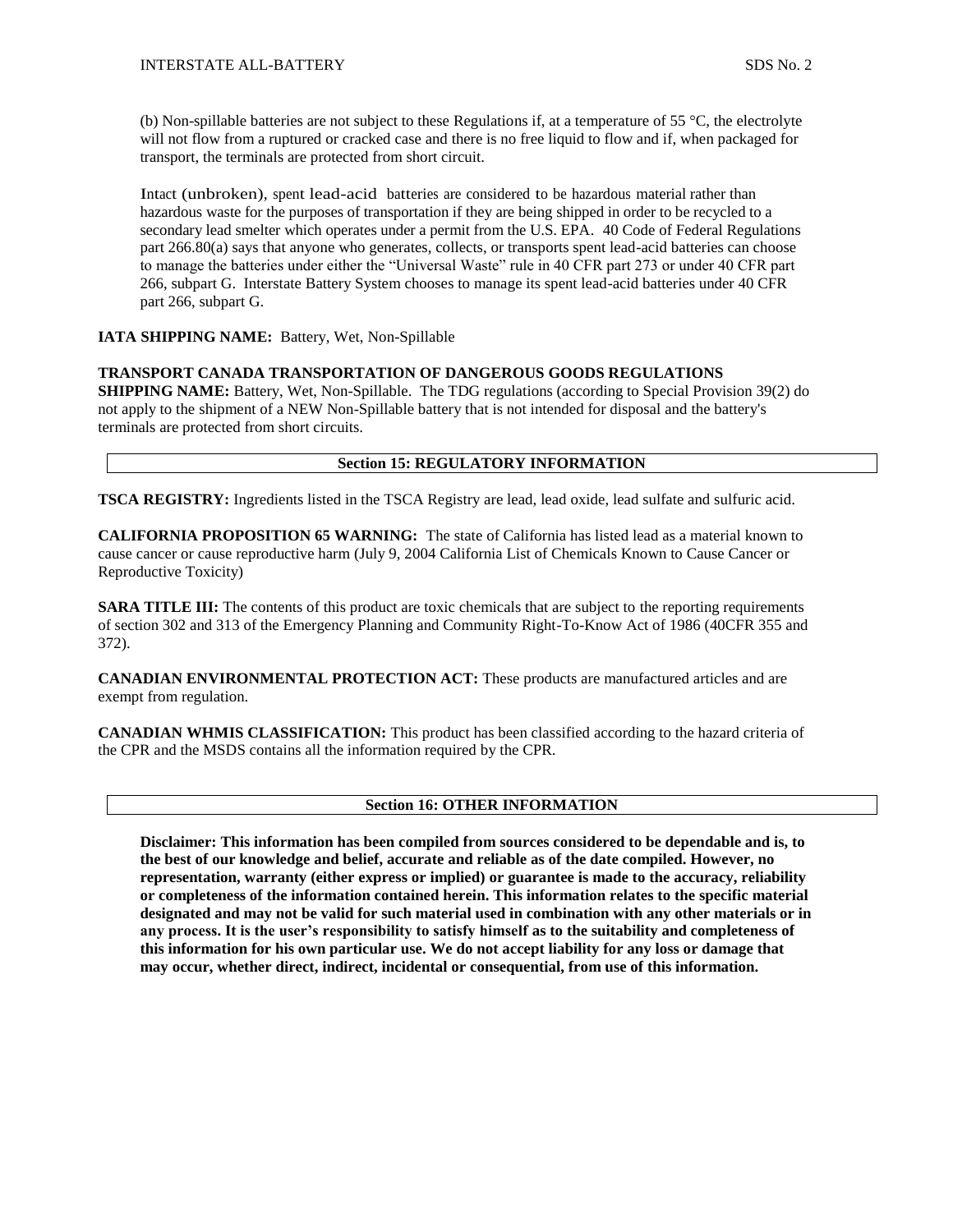(b) Non-spillable batteries are not subject to these Regulations if, at a temperature of 55 °C, the electrolyte will not flow from a ruptured or cracked case and there is no free liquid to flow and if, when packaged for transport, the terminals are protected from short circuit.

Intact (unbroken), spent lead-acid batteries are considered to be hazardous material rather than hazardous waste for the purposes of transportation if they are being shipped in order to be recycled to a secondary lead smelter which operates under a permit from the U.S. EPA. 40 Code of Federal Regulations part 266.80(a) says that anyone who generates, collects, or transports spent lead-acid batteries can choose to manage the batteries under either the "Universal Waste" rule in 40 CFR part 273 or under 40 CFR part 266, subpart G. Interstate Battery System chooses to manage its spent lead-acid batteries under 40 CFR part 266, subpart G.

**IATA SHIPPING NAME:** Battery, Wet, Non-Spillable

**TRANSPORT CANADA TRANSPORTATION OF DANGEROUS GOODS REGULATIONS SHIPPING NAME:** Battery, Wet, Non-Spillable. The TDG regulations (according to Special Provision 39(2) do not apply to the shipment of a NEW Non-Spillable battery that is not intended for disposal and the battery's terminals are protected from short circuits.

## Section 15: REGULATORY INFORMATION

**TSCA REGISTRY:** Ingredients listed in the TSCA Registry are lead, lead oxide, lead sulfate and sulfuric acid.

**CALIFORNIA PROPOSITION 65 WARNING:** The state of California has listed lead as a material known to cause cancer or cause reproductive harm (July 9, 2004 California List of Chemicals Known to Cause Cancer or Reproductive Toxicity)

**SARA TITLE III:** The contents of this product are toxic chemicals that are subject to the reporting requirements of section 302 and 313 of the Emergency Planning and Community Right-To-Know Act of 1986 (40CFR 355 and 372).

**CANADIAN ENVIRONMENTAL PROTECTION ACT:** These products are manufactured articles and are exempt from regulation.

**CANADIAN WHMIS CLASSIFICATION:** This product has been classified according to the hazard criteria of the CPR and the MSDS contains all the information required by the CPR.

## Section 16: OTHER INFORMATION

**Disclaimer: This information has been compiled from sources considered to be dependable and is, to the best of our knowledge and belief, accurate and reliable as of the date compiled. However, no representation, warranty (either express or implied) or guarantee is made to the accuracy, reliability or completeness of the information contained herein. This information relates to the specific material designated and may not be valid for such material used in combination with any other materials or in any process. It is the user's responsibility to satisfy himself as to the suitability and completeness of this information for his own particular use. We do not accept liability for any loss or damage that may occur, whether direct, indirect, incidental or consequential, from use of this information.**